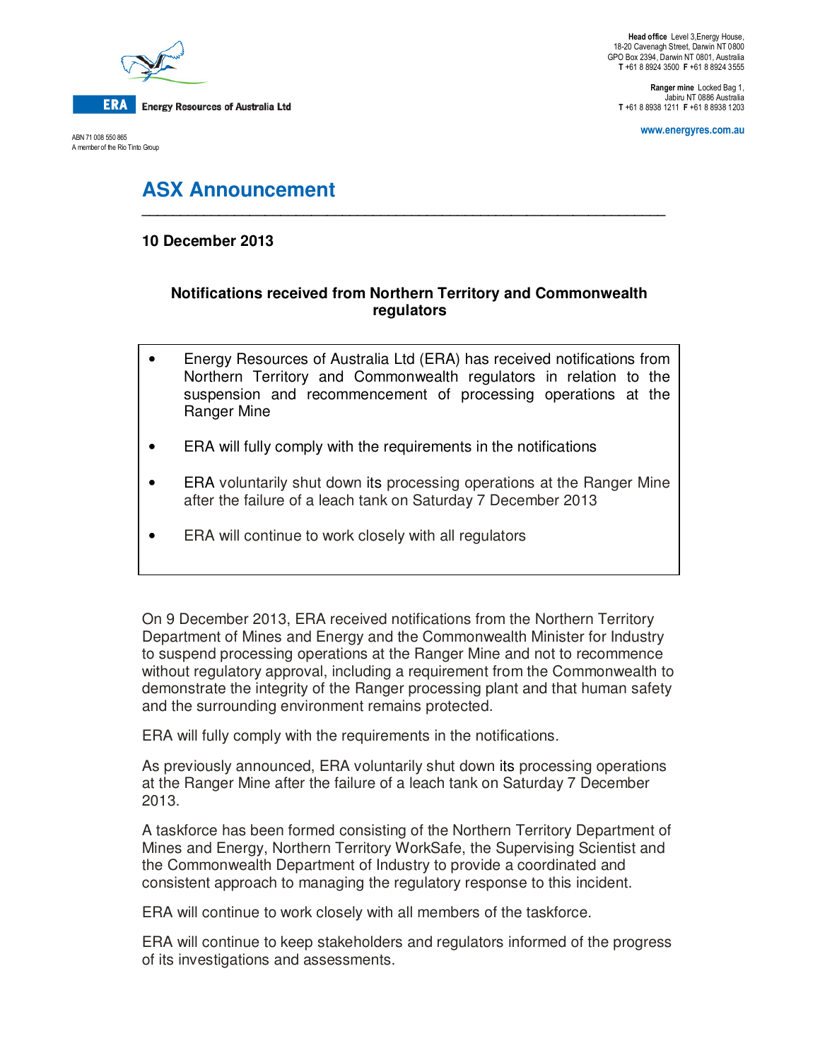**ERA** Energy Resources of Australia Ltd

ABN 71 008 550 865
A member of the Rio Tinto Group

**Head office** Level 3,Energy House, 18-20 Cavenagh Street, Darwin NT 0800
GPO Box 2394, Darwin NT 0801, Australia
**T** +61 8 8924 3500 **F** +61 8 8924 3555

**Ranger mine** Locked Bag 1, Jabiru NT 0886 Australia
**T** +61 8 8938 1211 **F** +61 8 8938 1203

**www.energyres.com.au**

# ASX Announcement

**10 December 2013**

## Notifications received from Northern Territory and Commonwealth regulators

- Energy Resources of Australia Ltd (ERA) has received notifications from Northern Territory and Commonwealth regulators in relation to the suspension and recommencement of processing operations at the Ranger Mine
- ERA will fully comply with the requirements in the notifications
- ERA voluntarily shut down its processing operations at the Ranger Mine after the failure of a leach tank on Saturday 7 December 2013
- ERA will continue to work closely with all regulators

On 9 December 2013, ERA received notifications from the Northern Territory Department of Mines and Energy and the Commonwealth Minister for Industry to suspend processing operations at the Ranger Mine and not to recommence without regulatory approval, including a requirement from the Commonwealth to demonstrate the integrity of the Ranger processing plant and that human safety and the surrounding environment remains protected.

ERA will fully comply with the requirements in the notifications.

As previously announced, ERA voluntarily shut down its processing operations at the Ranger Mine after the failure of a leach tank on Saturday 7 December 2013.

A taskforce has been formed consisting of the Northern Territory Department of Mines and Energy, Northern Territory WorkSafe, the Supervising Scientist and the Commonwealth Department of Industry to provide a coordinated and consistent approach to managing the regulatory response to this incident.

ERA will continue to work closely with all members of the taskforce.

ERA will continue to keep stakeholders and regulators informed of the progress of its investigations and assessments.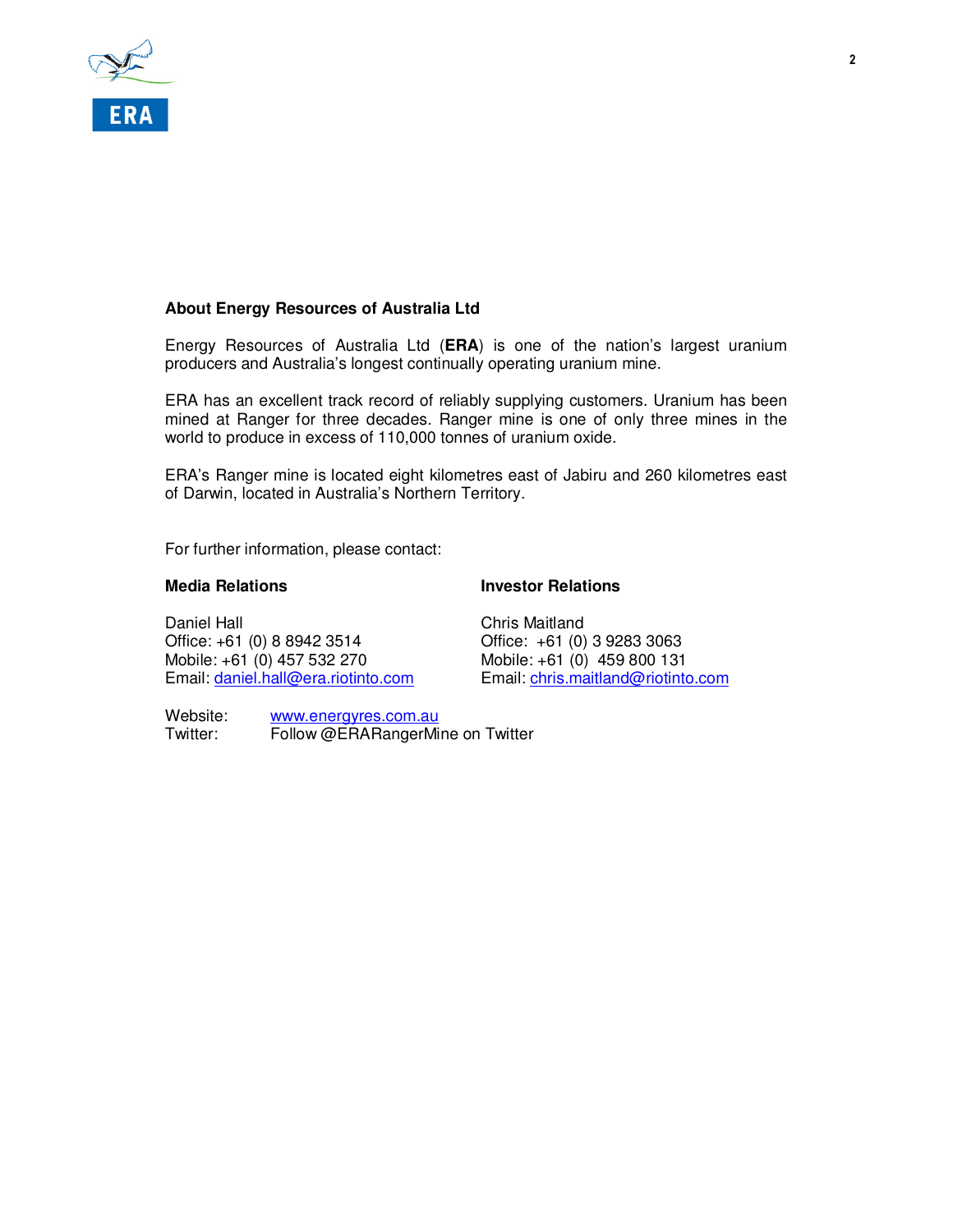**About Energy Resources of Australia Ltd**

Energy Resources of Australia Ltd (**ERA**) is one of the nation's largest uranium producers and Australia's longest continually operating uranium mine.

ERA has an excellent track record of reliably supplying customers. Uranium has been mined at Ranger for three decades. Ranger mine is one of only three mines in the world to produce in excess of 110,000 tonnes of uranium oxide.

ERA's Ranger mine is located eight kilometres east of Jabiru and 260 kilometres east of Darwin, located in Australia's Northern Territory.

For further information, please contact:

**Media Relations**

Daniel Hall
Office: +61 (0) 8 8942 3514
Mobile: +61 (0) 457 532 270
Email: daniel.hall@era.riotinto.com

**Investor Relations**

Chris Maitland
Office: +61 (0) 3 9283 3063
Mobile: +61 (0) 459 800 131
Email: chris.maitland@riotinto.com

Website: www.energyres.com.au
Twitter: Follow @ERARangerMine on Twitter